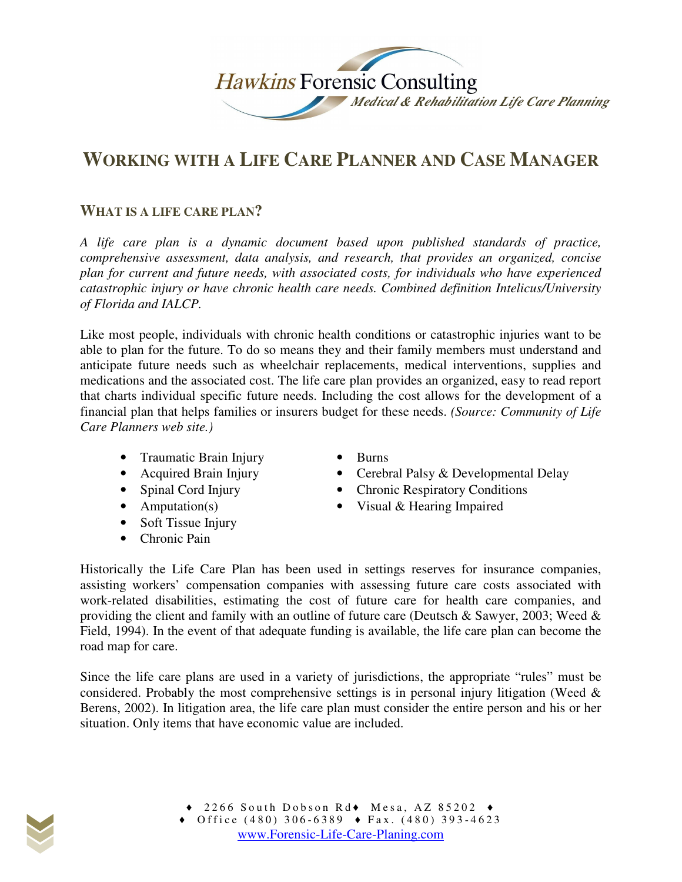Hawkins Forensic Consulting

*Medical & Rehabilitation Life Care Planning*

# WORKING WITH A LIFE CARE PLANNER AND CASE MANAGER

## WHAT IS A LIFE CARE PLAN?

*A life care plan is a dynamic document based upon published standards of practice, comprehensive assessment, data analysis, and research, that provides an organized, concise plan for current and future needs, with associated costs, for individuals who have experienced catastrophic injury or have chronic health care needs. Combined definition Intelicus/University of Florida and IALCP.*

Like most people, individuals with chronic health conditions or catastrophic injuries want to be able to plan for the future. To do so means they and their family members must understand and anticipate future needs such as wheelchair replacements, medical interventions, supplies and medications and the associated cost. The life care plan provides an organized, easy to read report that charts individual specific future needs. Including the cost allows for the development of a financial plan that helps families or insurers budget for these needs. *(Source: Community of Life Care Planners web site.)*

- Traumatic Brain Injury
- Acquired Brain Injury
- Spinal Cord Injury
- Amputation(s)
- Soft Tissue Injury
- Chronic Pain
- Burns
- Cerebral Palsy & Developmental Delay
- Chronic Respiratory Conditions
- Visual & Hearing Impaired

Historically the Life Care Plan has been used in settings reserves for insurance companies, assisting workers' compensation companies with assessing future care costs associated with work-related disabilities, estimating the cost of future care for health care companies, and providing the client and family with an outline of future care (Deutsch & Sawyer, 2003; Weed & Field, 1994). In the event of that adequate funding is available, the life care plan can become the road map for care.

Since the life care plans are used in a variety of jurisdictions, the appropriate "rules" must be considered. Probably the most comprehensive settings is in personal injury litigation (Weed & Berens, 2002). In litigation area, the life care plan must consider the entire person and his or her situation. Only items that have economic value are included.

♦ 2266 South Dobson Rd♦ Mesa, AZ 85202 ♦
♦ Office (480) 306-6389 ♦ Fax. (480) 393-4623
www.Forensic-Life-Care-Planing.com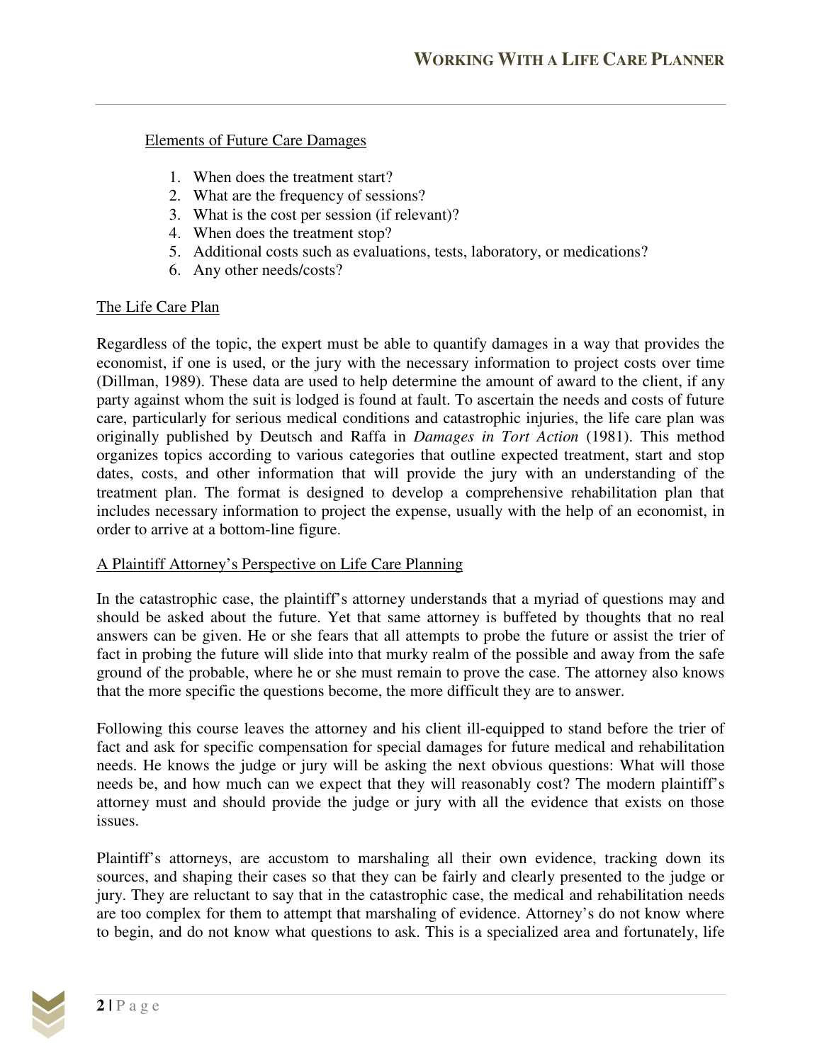Elements of Future Care Damages

1. When does the treatment start?
2. What are the frequency of sessions?
3. What is the cost per session (if relevant)?
4. When does the treatment stop?
5. Additional costs such as evaluations, tests, laboratory, or medications?
6. Any other needs/costs?

The Life Care Plan

Regardless of the topic, the expert must be able to quantify damages in a way that provides the economist, if one is used, or the jury with the necessary information to project costs over time (Dillman, 1989). These data are used to help determine the amount of award to the client, if any party against whom the suit is lodged is found at fault. To ascertain the needs and costs of future care, particularly for serious medical conditions and catastrophic injuries, the life care plan was originally published by Deutsch and Raffa in *Damages in Tort Action* (1981). This method organizes topics according to various categories that outline expected treatment, start and stop dates, costs, and other information that will provide the jury with an understanding of the treatment plan. The format is designed to develop a comprehensive rehabilitation plan that includes necessary information to project the expense, usually with the help of an economist, in order to arrive at a bottom-line figure.

A Plaintiff Attorney's Perspective on Life Care Planning

In the catastrophic case, the plaintiff's attorney understands that a myriad of questions may and should be asked about the future. Yet that same attorney is buffeted by thoughts that no real answers can be given. He or she fears that all attempts to probe the future or assist the trier of fact in probing the future will slide into that murky realm of the possible and away from the safe ground of the probable, where he or she must remain to prove the case. The attorney also knows that the more specific the questions become, the more difficult they are to answer.

Following this course leaves the attorney and his client ill-equipped to stand before the trier of fact and ask for specific compensation for special damages for future medical and rehabilitation needs. He knows the judge or jury will be asking the next obvious questions: What will those needs be, and how much can we expect that they will reasonably cost? The modern plaintiff's attorney must and should provide the judge or jury with all the evidence that exists on those issues.

Plaintiff's attorneys, are accustom to marshaling all their own evidence, tracking down its sources, and shaping their cases so that they can be fairly and clearly presented to the judge or jury. They are reluctant to say that in the catastrophic case, the medical and rehabilitation needs are too complex for them to attempt that marshaling of evidence. Attorney's do not know where to begin, and do not know what questions to ask. This is a specialized area and fortunately, life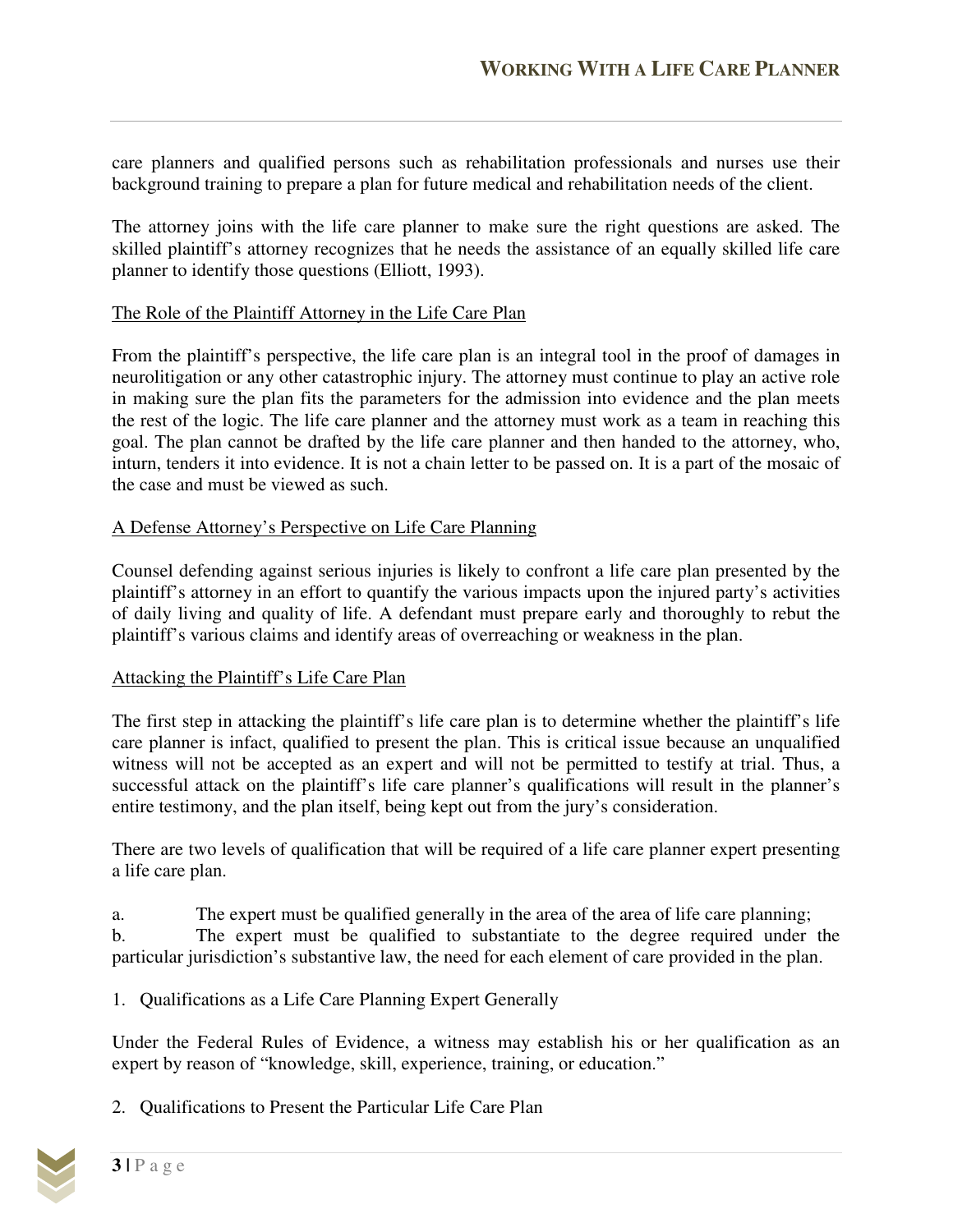care planners and qualified persons such as rehabilitation professionals and nurses use their background training to prepare a plan for future medical and rehabilitation needs of the client.

The attorney joins with the life care planner to make sure the right questions are asked. The skilled plaintiff's attorney recognizes that he needs the assistance of an equally skilled life care planner to identify those questions (Elliott, 1993).

<u>The Role of the Plaintiff Attorney in the Life Care Plan</u>

From the plaintiff's perspective, the life care plan is an integral tool in the proof of damages in neurolitigation or any other catastrophic injury. The attorney must continue to play an active role in making sure the plan fits the parameters for the admission into evidence and the plan meets the rest of the logic. The life care planner and the attorney must work as a team in reaching this goal. The plan cannot be drafted by the life care planner and then handed to the attorney, who, inturn, tenders it into evidence. It is not a chain letter to be passed on. It is a part of the mosaic of the case and must be viewed as such.

<u>A Defense Attorney's Perspective on Life Care Planning</u>

Counsel defending against serious injuries is likely to confront a life care plan presented by the plaintiff's attorney in an effort to quantify the various impacts upon the injured party's activities of daily living and quality of life. A defendant must prepare early and thoroughly to rebut the plaintiff's various claims and identify areas of overreaching or weakness in the plan.

<u>Attacking the Plaintiff's Life Care Plan</u>

The first step in attacking the plaintiff's life care plan is to determine whether the plaintiff's life care planner is infact, qualified to present the plan. This is critical issue because an unqualified witness will not be accepted as an expert and will not be permitted to testify at trial. Thus, a successful attack on the plaintiff's life care planner's qualifications will result in the planner's entire testimony, and the plan itself, being kept out from the jury's consideration.

There are two levels of qualification that will be required of a life care planner expert presenting a life care plan.

a. The expert must be qualified generally in the area of the area of life care planning;  
b. The expert must be qualified to substantiate to the degree required under the particular jurisdiction's substantive law, the need for each element of care provided in the plan.

1. Qualifications as a Life Care Planning Expert Generally

Under the Federal Rules of Evidence, a witness may establish his or her qualification as an expert by reason of "knowledge, skill, experience, training, or education."

2. Qualifications to Present the Particular Life Care Plan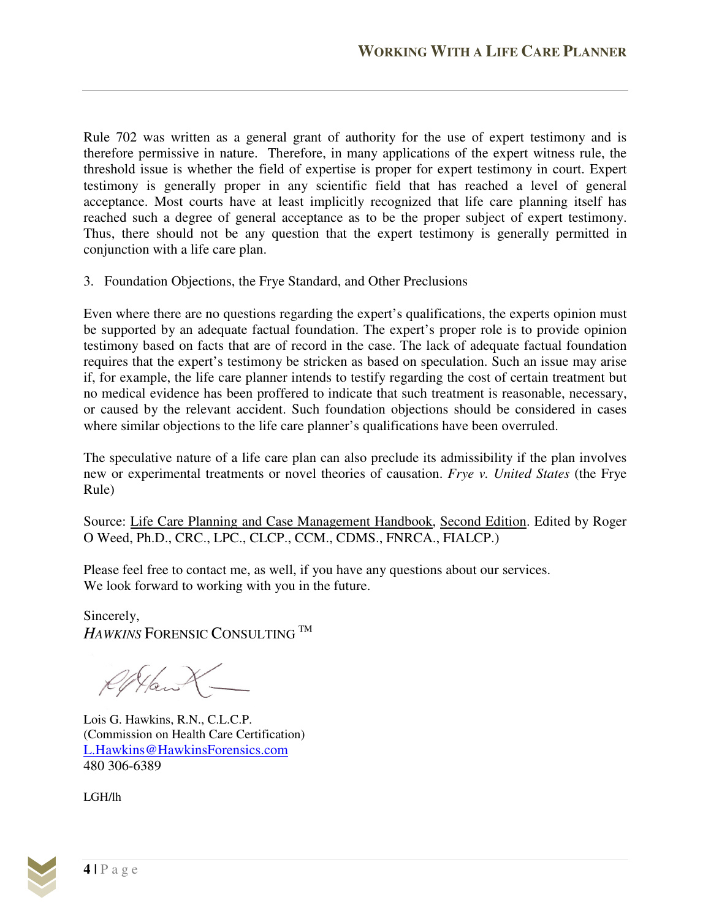Rule 702 was written as a general grant of authority for the use of expert testimony and is therefore permissive in nature. Therefore, in many applications of the expert witness rule, the threshold issue is whether the field of expertise is proper for expert testimony in court. Expert testimony is generally proper in any scientific field that has reached a level of general acceptance. Most courts have at least implicitly recognized that life care planning itself has reached such a degree of general acceptance as to be the proper subject of expert testimony. Thus, there should not be any question that the expert testimony is generally permitted in conjunction with a life care plan.

3. Foundation Objections, the Frye Standard, and Other Preclusions

Even where there are no questions regarding the expert's qualifications, the experts opinion must be supported by an adequate factual foundation. The expert's proper role is to provide opinion testimony based on facts that are of record in the case. The lack of adequate factual foundation requires that the expert's testimony be stricken as based on speculation. Such an issue may arise if, for example, the life care planner intends to testify regarding the cost of certain treatment but no medical evidence has been proffered to indicate that such treatment is reasonable, necessary, or caused by the relevant accident. Such foundation objections should be considered in cases where similar objections to the life care planner's qualifications have been overruled.

The speculative nature of a life care plan can also preclude its admissibility if the plan involves new or experimental treatments or novel theories of causation. *Frye v. United States* (the Frye Rule)

Source: Life Care Planning and Case Management Handbook, Second Edition. Edited by Roger O Weed, Ph.D., CRC., LPC., CLCP., CCM., CDMS., FNRCA., FIALCP.)

Please feel free to contact me, as well, if you have any questions about our services.
We look forward to working with you in the future.

Sincerely,
*HAWKINS* FORENSIC CONSULTING ™

Lois G. Hawkins, R.N., C.L.C.P.
(Commission on Health Care Certification)
L.Hawkins@HawkinsForensics.com
480 306-6389

LGH/lh